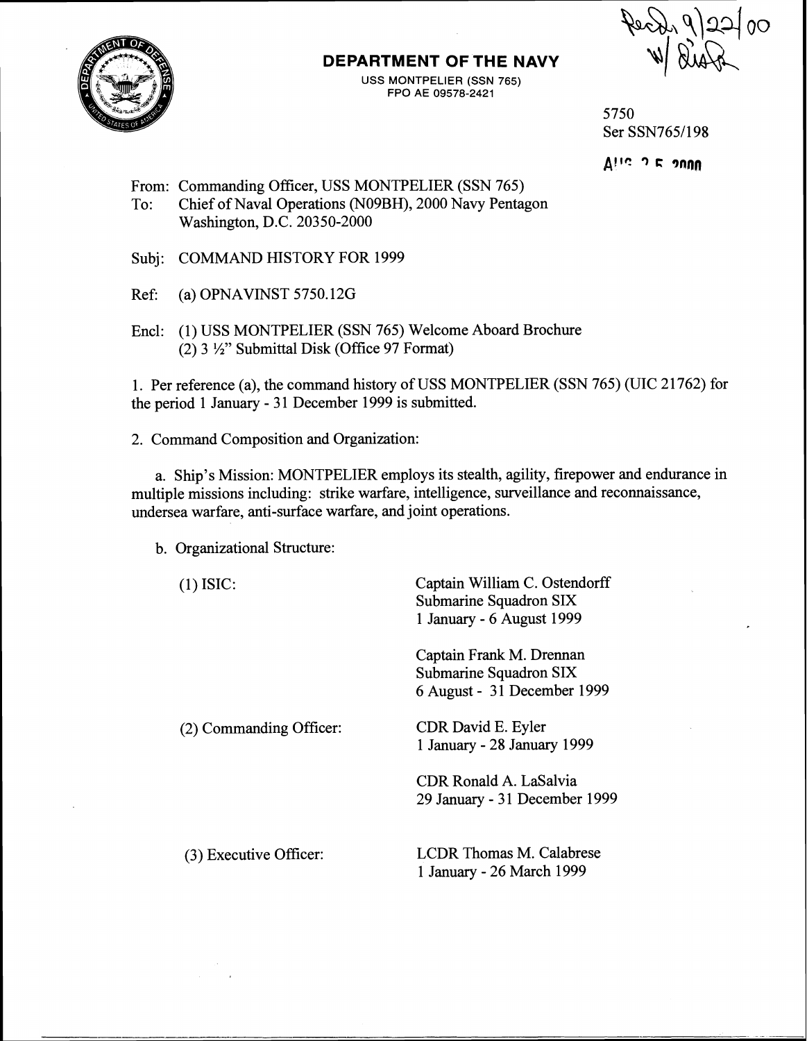Recd. 9/22/00
W/ Disk

**DEPARTMENT OF THE NAVY**

USS MONTPELIER (SSN 765)
FPO AE 09578-2421

5750
Ser SSN765/198

AUG 25 2000

From: Commanding Officer, USS MONTPELIER (SSN 765)
To: Chief of Naval Operations (N09BH), 2000 Navy Pentagon
Washington, D.C. 20350-2000

Subj: COMMAND HISTORY FOR 1999

Ref: (a) OPNAVINST 5750.12G

Encl: (1) USS MONTPELIER (SSN 765) Welcome Aboard Brochure
(2) 3 ½" Submittal Disk (Office 97 Format)

1. Per reference (a), the command history of USS MONTPELIER (SSN 765) (UIC 21762) for the period 1 January - 31 December 1999 is submitted.

2. Command Composition and Organization:

a. Ship's Mission: MONTPELIER employs its stealth, agility, firepower and endurance in multiple missions including: strike warfare, intelligence, surveillance and reconnaissance, undersea warfare, anti-surface warfare, and joint operations.

b. Organizational Structure:

(1) ISIC:
Captain William C. Ostendorff
Submarine Squadron SIX
1 January - 6 August 1999

Captain Frank M. Drennan
Submarine Squadron SIX
6 August - 31 December 1999

(2) Commanding Officer:
CDR David E. Eyler
1 January - 28 January 1999

CDR Ronald A. LaSalvia
29 January - 31 December 1999

(3) Executive Officer:
LCDR Thomas M. Calabrese
1 January - 26 March 1999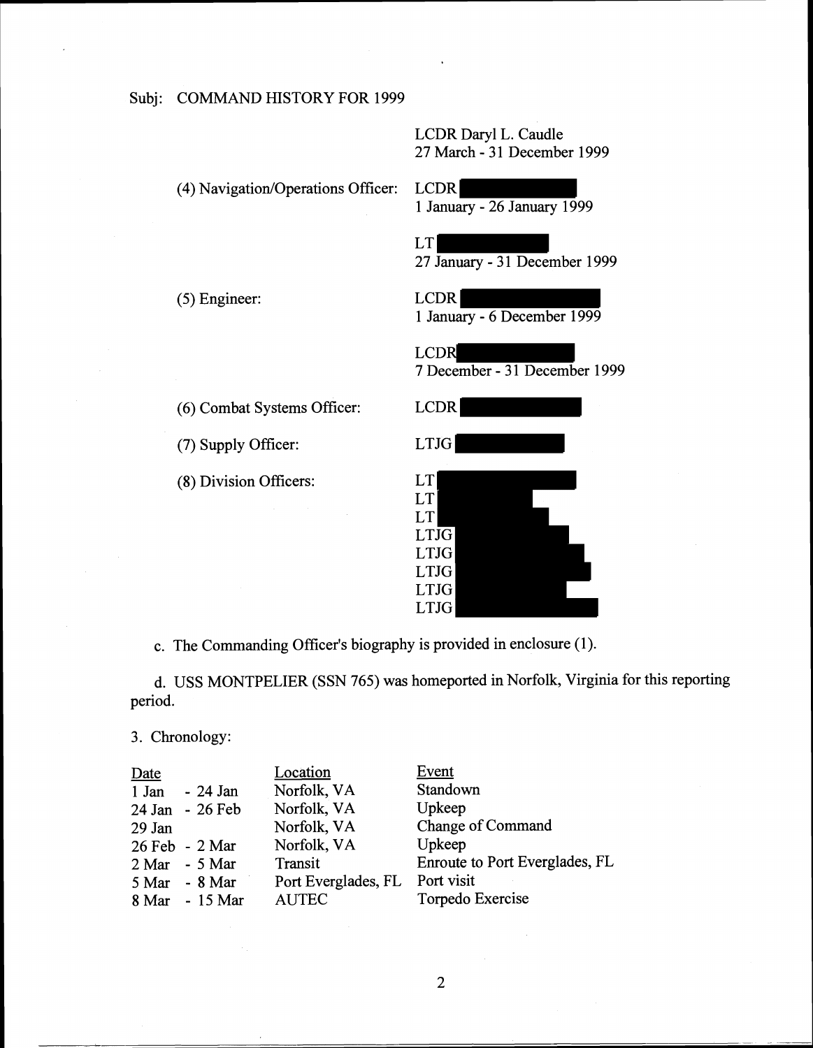Subj: COMMAND HISTORY FOR 1999

LCDR Daryl L. Caudle
27 March - 31 December 1999

(4) Navigation/Operations Officer: LCDR [REDACTED]
1 January - 26 January 1999

LT [REDACTED]
27 January - 31 December 1999

(5) Engineer: LCDR [REDACTED]
1 January - 6 December 1999

LCDR [REDACTED]
7 December - 31 December 1999

(6) Combat Systems Officer: LCDR [REDACTED]

(7) Supply Officer: LTJG [REDACTED]

(8) Division Officers: LT [REDACTED]
LT [REDACTED]
LT [REDACTED]
LTJG [REDACTED]
LTJG [REDACTED]
LTJG [REDACTED]
LTJG [REDACTED]
LTJG [REDACTED]

c. The Commanding Officer's biography is provided in enclosure (1).

d. USS MONTPELIER (SSN 765) was homeported in Norfolk, Virginia for this reporting period.

3. Chronology:

| Date | Location | Event |
|---|---|---|
| 1 Jan - 24 Jan | Norfolk, VA | Standown |
| 24 Jan - 26 Feb | Norfolk, VA | Upkeep |
| 29 Jan | Norfolk, VA | Change of Command |
| 26 Feb - 2 Mar | Norfolk, VA | Upkeep |
| 2 Mar - 5 Mar | Transit | Enroute to Port Everglades, FL |
| 5 Mar - 8 Mar | Port Everglades, FL | Port visit |
| 8 Mar - 15 Mar | AUTEC | Torpedo Exercise |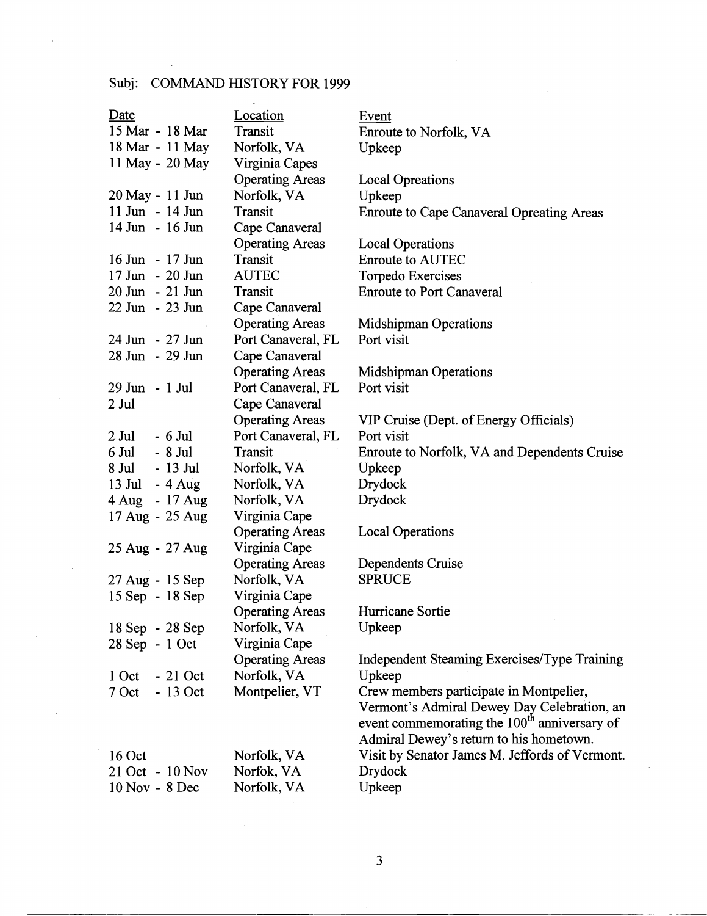Subj: COMMAND HISTORY FOR 1999

| Date | Location | Event |
|---|---|---|
| 15 Mar - 18 Mar | Transit | Enroute to Norfolk, VA |
| 18 Mar - 11 May | Norfolk, VA | Upkeep |
| 11 May - 20 May | Virginia Capes Operating Areas | Local Opreations |
| 20 May - 11 Jun | Norfolk, VA | Upkeep |
| 11 Jun - 14 Jun | Transit | Enroute to Cape Canaveral Opreating Areas |
| 14 Jun - 16 Jun | Cape Canaveral Operating Areas | Local Operations |
| 16 Jun - 17 Jun | Transit | Enroute to AUTEC |
| 17 Jun - 20 Jun | AUTEC | Torpedo Exercises |
| 20 Jun - 21 Jun | Transit | Enroute to Port Canaveral |
| 22 Jun - 23 Jun | Cape Canaveral Operating Areas | Midshipman Operations |
| 24 Jun - 27 Jun | Port Canaveral, FL | Port visit |
| 28 Jun - 29 Jun | Cape Canaveral Operating Areas | Midshipman Operations |
| 29 Jun - 1 Jul | Port Canaveral, FL | Port visit |
| 2 Jul | Cape Canaveral Operating Areas | VIP Cruise (Dept. of Energy Officials) |
| 2 Jul - 6 Jul | Port Canaveral, FL | Port visit |
| 6 Jul - 8 Jul | Transit | Enroute to Norfolk, VA and Dependents Cruise |
| 8 Jul - 13 Jul | Norfolk, VA | Upkeep |
| 13 Jul - 4 Aug | Norfolk, VA | Drydock |
| 4 Aug - 17 Aug | Norfolk, VA | Drydock |
| 17 Aug - 25 Aug | Virginia Cape Operating Areas | Local Operations |
| 25 Aug - 27 Aug | Virginia Cape Operating Areas | Dependents Cruise |
| 27 Aug - 15 Sep | Norfolk, VA | SPRUCE |
| 15 Sep - 18 Sep | Virginia Cape Operating Areas | Hurricane Sortie |
| 18 Sep - 28 Sep | Norfolk, VA | Upkeep |
| 28 Sep - 1 Oct | Virginia Cape Operating Areas | Independent Steaming Exercises/Type Training |
| 1 Oct - 21 Oct | Norfolk, VA | Upkeep |
| 7 Oct - 13 Oct | Montpelier, VT | Crew members participate in Montpelier, Vermont's Admiral Dewey Day Celebration, an event commemorating the 100th anniversary of Admiral Dewey's return to his hometown. |
| 16 Oct | Norfolk, VA | Visit by Senator James M. Jeffords of Vermont. |
| 21 Oct - 10 Nov | Norfok, VA | Drydock |
| 10 Nov - 8 Dec | Norfolk, VA | Upkeep |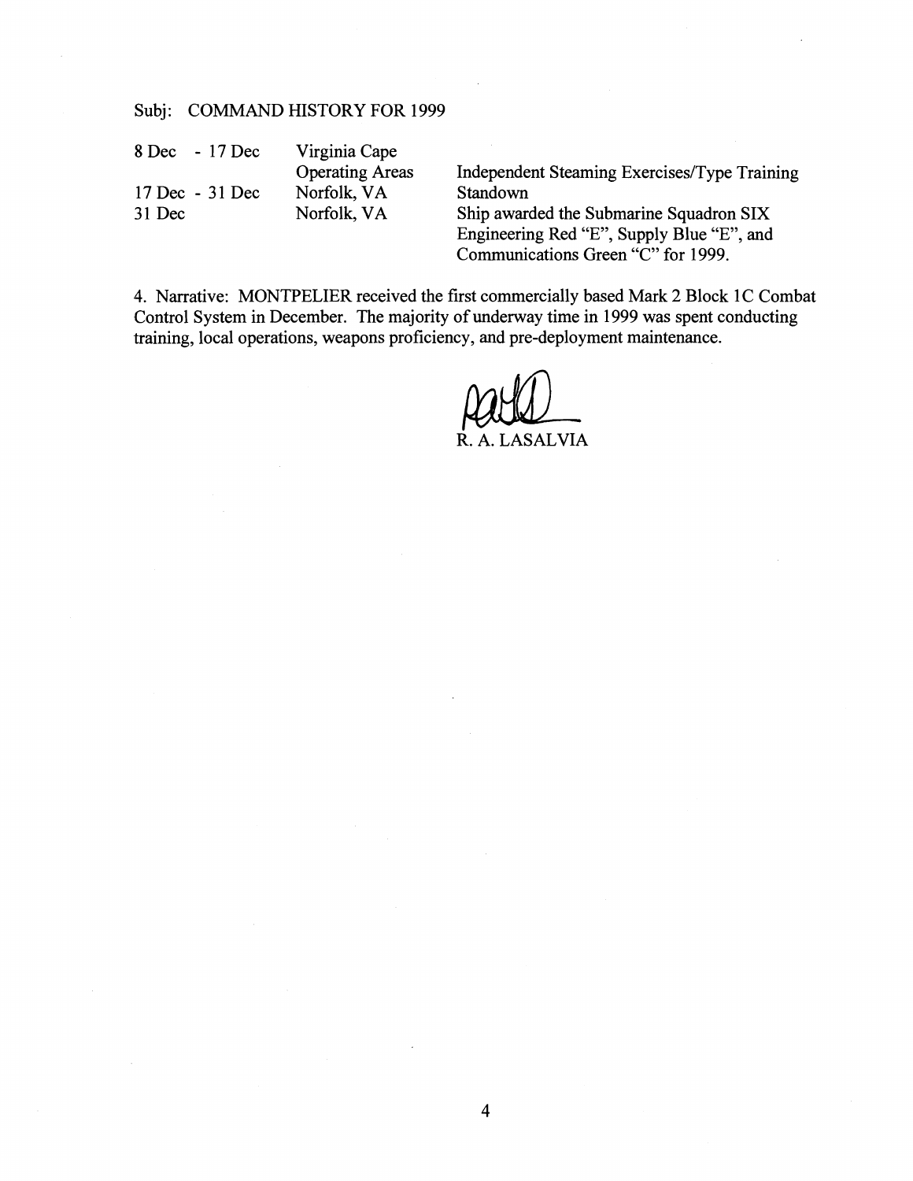Subj: COMMAND HISTORY FOR 1999

| | | |
|---|---|---|
| 8 Dec - 17 Dec | Virginia Cape Operating Areas | Independent Steaming Exercises/Type Training |
| 17 Dec - 31 Dec | Norfolk, VA | Standown |
| 31 Dec | Norfolk, VA | Ship awarded the Submarine Squadron SIX Engineering Red "E", Supply Blue "E", and Communications Green "C" for 1999. |

4. Narrative: MONTPELIER received the first commercially based Mark 2 Block 1C Combat Control System in December. The majority of underway time in 1999 was spent conducting training, local operations, weapons proficiency, and pre-deployment maintenance.

R. A. LASALVIA